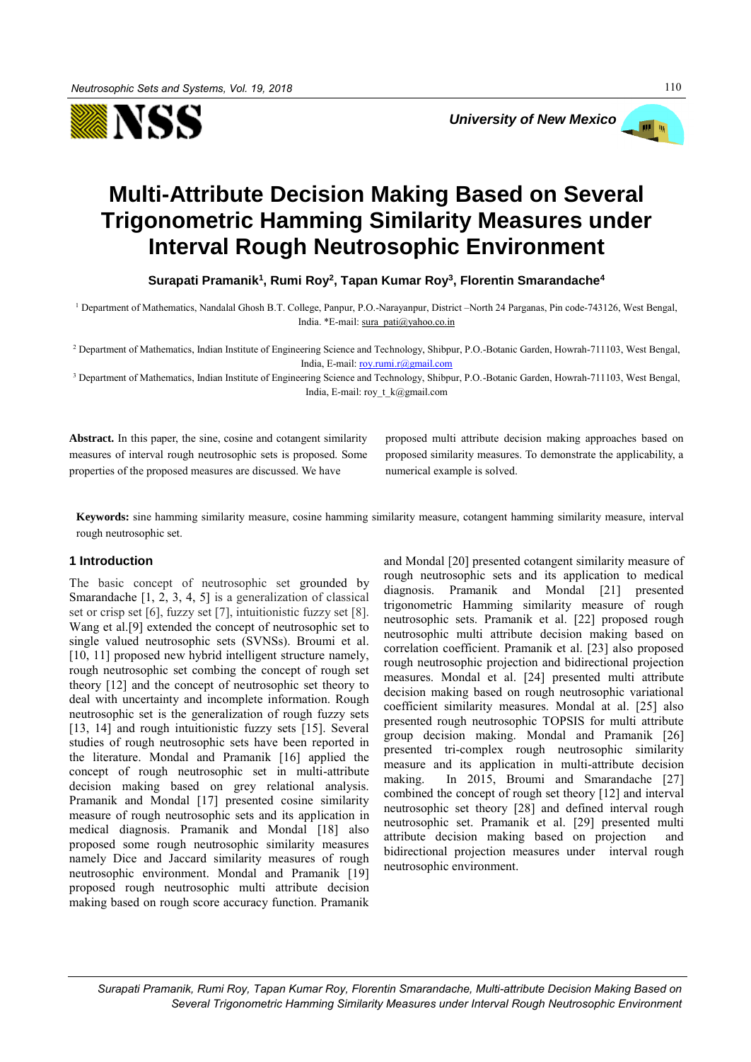# Multi-Attribute Decision Making Based on Several Trigonometric Hamming Similarity Measures under Interval Rough Neutrosophic Environment

**Surapati Pramanik[1], Rumi Roy[2], Tapan Kumar Roy[3], Florentin Smarandache[4]**

[1] Department of Mathematics, Nandalal Ghosh B.T. College, Panpur, P.O.-Narayanpur, District –North 24 Parganas, Pin code-743126, West Bengal, India. *E-mail: sura_pati@yahoo.co.in

[2] Department of Mathematics, Indian Institute of Engineering Science and Technology, Shibpur, P.O.-Botanic Garden, Howrah-711103, West Bengal, India, E-mail: roy.rumi.r@gmail.com

[3] Department of Mathematics, Indian Institute of Engineering Science and Technology, Shibpur, P.O.-Botanic Garden, Howrah-711103, West Bengal, India, E-mail: roy_t_k@gmail.com

**Abstract.** In this paper, the sine, cosine and cotangent similarity measures of interval rough neutrosophic sets is proposed. Some properties of the proposed measures are discussed. We have proposed multi attribute decision making approaches based on proposed similarity measures. To demonstrate the applicability, a numerical example is solved.

**Keywords:** sine hamming similarity measure, cosine hamming similarity measure, cotangent hamming similarity measure, interval rough neutrosophic set.

## 1 Introduction

The basic concept of neutrosophic set grounded by Smarandache [1, 2, 3, 4, 5] is a generalization of classical set or crisp set [6], fuzzy set [7], intuitionistic fuzzy set [8]. Wang et al.[9] extended the concept of neutrosophic set to single valued neutrosophic sets (SVNSs). Broumi et al. [10, 11] proposed new hybrid intelligent structure namely, rough neutrosophic set combing the concept of rough set theory [12] and the concept of neutrosophic set theory to deal with uncertainty and incomplete information. Rough neutrosophic set is the generalization of rough fuzzy sets [13, 14] and rough intuitionistic fuzzy sets [15]. Several studies of rough neutrosophic sets have been reported in the literature. Mondal and Pramanik [16] applied the concept of rough neutrosophic set in multi-attribute decision making based on grey relational analysis. Pramanik and Mondal [17] presented cosine similarity measure of rough neutrosophic sets and its application in medical diagnosis. Pramanik and Mondal [18] also proposed some rough neutrosophic similarity measures namely Dice and Jaccard similarity measures of rough neutrosophic environment. Mondal and Pramanik [19] proposed rough neutrosophic multi attribute decision making based on rough score accuracy function. Pramanik and Mondal [20] presented cotangent similarity measure of rough neutrosophic sets and its application to medical diagnosis. Pramanik and Mondal [21] presented trigonometric Hamming similarity measure of rough neutrosophic sets. Pramanik et al. [22] proposed rough neutrosophic multi attribute decision making based on correlation coefficient. Pramanik et al. [23] also proposed rough neutrosophic projection and bidirectional projection measures. Mondal et al. [24] presented multi attribute decision making based on rough neutrosophic variational coefficient similarity measures. Mondal at al. [25] also presented rough neutrosophic TOPSIS for multi attribute group decision making. Mondal and Pramanik [26] presented tri-complex rough neutrosophic similarity measure and its application in multi-attribute decision making. In 2015, Broumi and Smarandache [27] combined the concept of rough set theory [12] and interval neutrosophic set theory [28] and defined interval rough neutrosophic set. Pramanik et al. [29] presented multi attribute decision making based on projection and bidirectional projection measures under interval rough neutrosophic environment.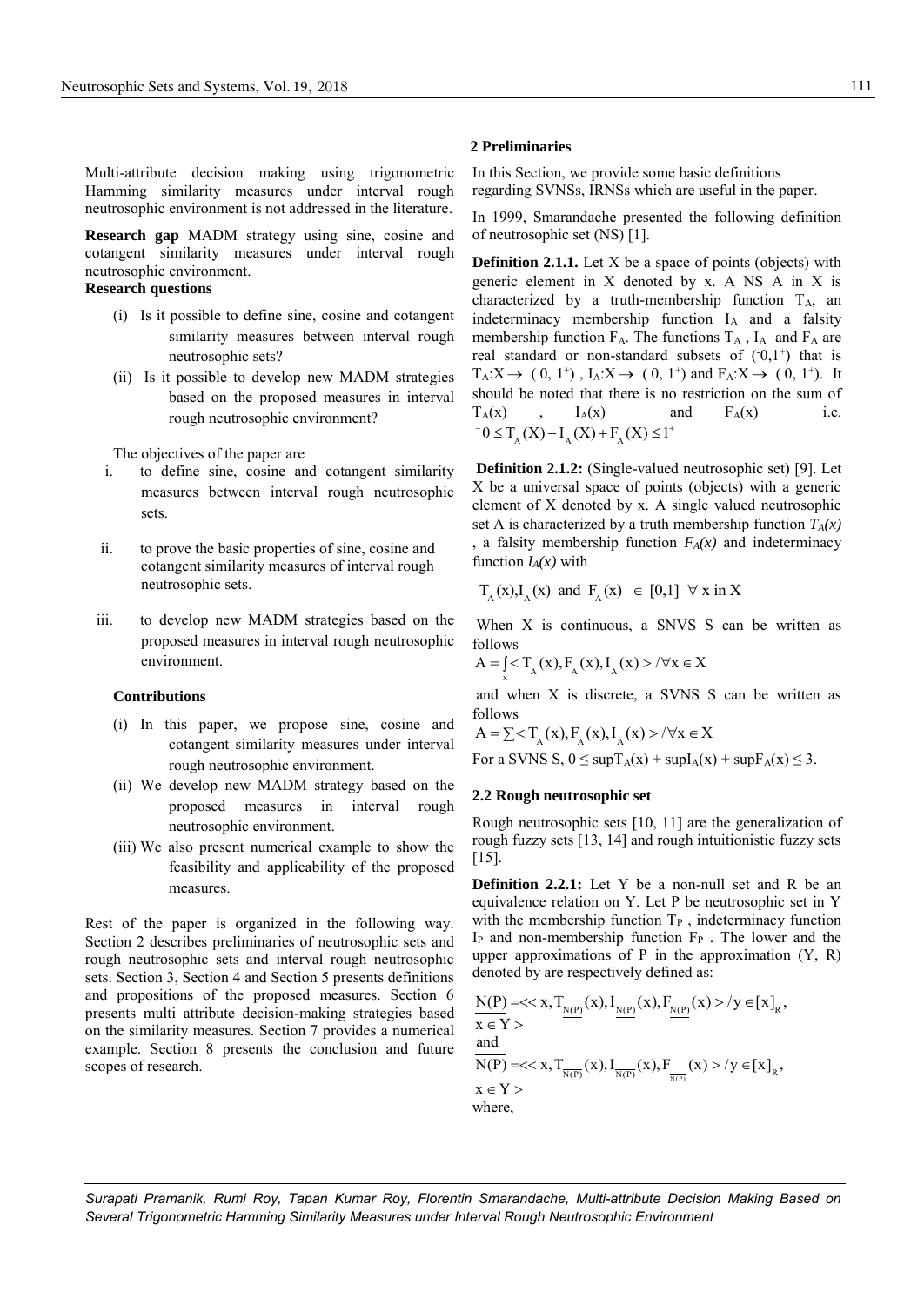Multi-attribute decision making using trigonometric Hamming similarity measures under interval rough neutrosophic environment is not addressed in the literature.

**Research gap** MADM strategy using sine, cosine and cotangent similarity measures under interval rough neutrosophic environment.

**Research questions**

(i) Is it possible to define sine, cosine and cotangent similarity measures between interval rough neutrosophic sets?

(ii) Is it possible to develop new MADM strategies based on the proposed measures in interval rough neutrosophic environment?

The objectives of the paper are

i. to define sine, cosine and cotangent similarity measures between interval rough neutrosophic sets.

ii. to prove the basic properties of sine, cosine and cotangent similarity measures of interval rough neutrosophic sets.

iii. to develop new MADM strategies based on the proposed measures in interval rough neutrosophic environment.

**Contributions**

(i) In this paper, we propose sine, cosine and cotangent similarity measures under interval rough neutrosophic environment.

(ii) We develop new MADM strategy based on the proposed measures in interval rough neutrosophic environment.

(iii) We also present numerical example to show the feasibility and applicability of the proposed measures.

Rest of the paper is organized in the following way. Section 2 describes preliminaries of neutrosophic sets and rough neutrosophic sets and interval rough neutrosophic sets. Section 3, Section 4 and Section 5 presents definitions and propositions of the proposed measures. Section 6 presents multi attribute decision-making strategies based on the similarity measures. Section 7 provides a numerical example. Section 8 presents the conclusion and future scopes of research.

## 2 Preliminaries

In this Section, we provide some basic definitions regarding SVNSs, IRNSs which are useful in the paper.

In 1999, Smarandache presented the following definition of neutrosophic set (NS) [1].

**Definition 2.1.1.** Let X be a space of points (objects) with generic element in X denoted by x. A NS A in X is characterized by a truth-membership function $T_A$, an indeterminacy membership function $I_A$ and a falsity membership function $F_A$. The functions $T_A$, $I_A$ and $F_A$ are real standard or non-standard subsets of $(^-0,1^+)$ that is $T_A:X \to (^-0, 1^+)$, $I_A:X \to (^-0, 1^+)$ and $F_A:X \to (^-0, 1^+)$. It should be noted that there is no restriction on the sum of $T_A(x)$, $I_A(x)$ and $F_A(x)$ i.e. $^-0 \le T_A(X) + I_A(X) + F_A(X) \le 1^+$

**Definition 2.1.2:** (Single-valued neutrosophic set) [9]. Let X be a universal space of points (objects) with a generic element of X denoted by x. A single valued neutrosophic set A is characterized by a truth membership function $T_A(x)$, a falsity membership function $F_A(x)$ and indeterminacy function $I_A(x)$ with

$$T_A(x), I_A(x) \text{ and } F_A(x) \in [0,1] \ \forall \text{ x in X}$$

When X is continuous, a SNVS S can be written as follows

$$A = \int_x < T_A(x), F_A(x), I_A(x) > / \forall x \in X$$

and when X is discrete, a SVNS S can be written as follows

$$A = \sum < T_A(x), F_A(x), I_A(x) > / \forall x \in X$$

For a SVNS S, $0 \le \sup T_A(x) + \sup I_A(x) + \sup F_A(x) \le 3$.

### 2.2 Rough neutrosophic set

Rough neutrosophic sets [10, 11] are the generalization of rough fuzzy sets [13, 14] and rough intuitionistic fuzzy sets [15].

**Definition 2.2.1:** Let Y be a non-null set and R be an equivalence relation on Y. Let P be neutrosophic set in Y with the membership function $T_P$, indeterminacy function $I_P$ and non-membership function $F_P$. The lower and the upper approximations of P in the approximation (Y, R) denoted by are respectively defined as:

$$\underline{N(P)} = << x, T_{\underline{N(P)}}(x), I_{\underline{N(P)}}(x), F_{\underline{N(P)}}(x) > / y \in [x]_R, \ x \in Y >$$

and

$$\overline{N(P)} = << x, T_{\overline{N(P)}}(x), I_{\overline{N(P)}}(x), F_{\overline{N(P)}}(x) > / y \in [x]_R, \ x \in Y >$$

where,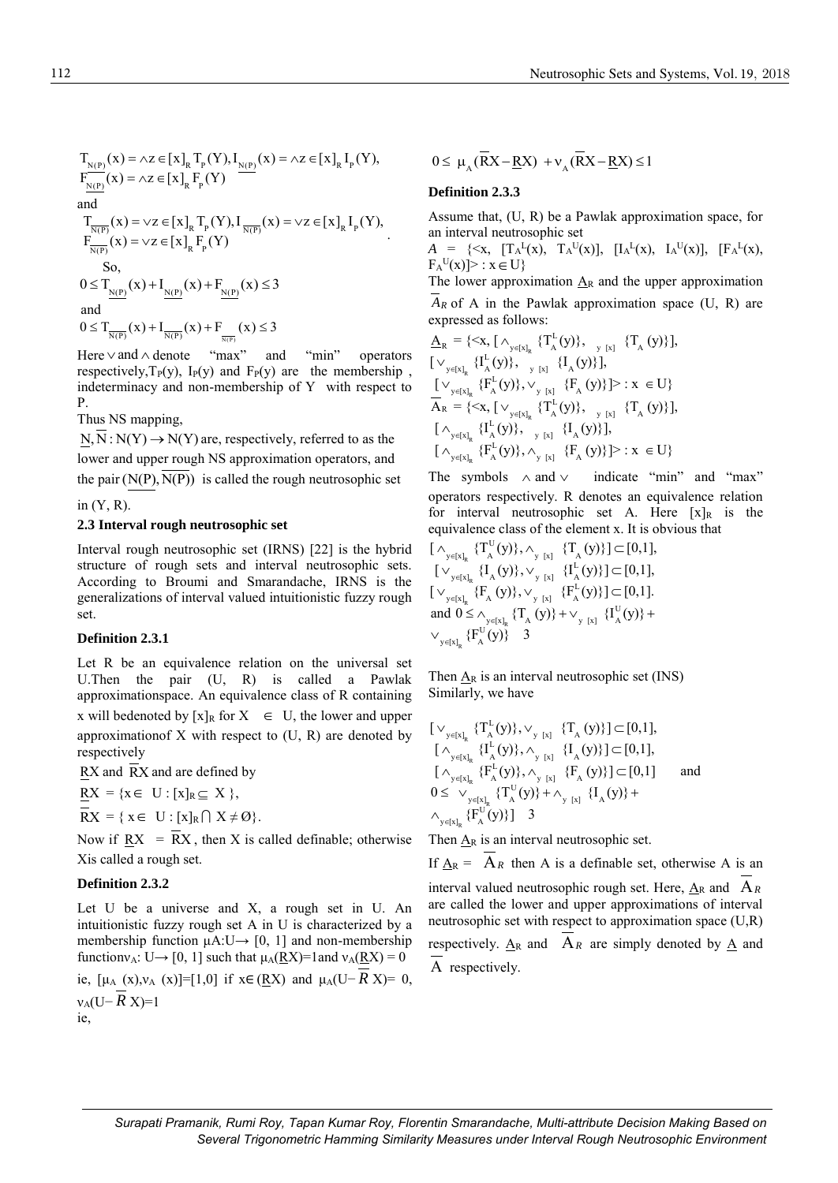$$T_{\underline{N(P)}}(x) = \wedge z \in [x]_R T_P(Y), I_{\underline{N(P)}}(x) = \wedge z \in [x]_R I_P(Y),$$
$$F_{\overline{\underline{N(P)}}}(x) = \wedge z \in [x]_R F_P(Y)$$

and

$$T_{\overline{N(P)}}(x) = \vee z \in [x]_R T_P(Y), I_{\overline{N(P)}}(x) = \vee z \in [x]_R I_P(Y),$$
$$F_{\overline{N(P)}}(x) = \vee z \in [x]_R F_P(Y)$$

So,

$$0 \le T_{\underline{N(P)}}(x) + I_{\underline{N(P)}}(x) + F_{\underline{N(P)}}(x) \le 3$$

and

$$0 \le T_{\overline{N(P)}}(x) + I_{\overline{N(P)}}(x) + F_{\overline{N(P)}}(x) \le 3$$

Here $\vee$ and $\wedge$ denote "max" and "min" operators respectively, $T_P(y)$, $I_P(y)$ and $F_P(y)$ are the membership, indeterminacy and non-membership of Y with respect to P.

Thus NS mapping,

$\underline{N}, \overline{N} : N(Y) \to N(Y)$ are, respectively, referred to as the lower and upper rough NS approximation operators, and the pair $(\underline{N(P)}, \overline{N(P)})$ is called the rough neutrosophic set in (Y, R).

### 2.3 Interval rough neutrosophic set

Interval rough neutrosophic set (IRNS) [22] is the hybrid structure of rough sets and interval neutrosophic sets. According to Broumi and Smarandache, IRNS is the generalizations of interval valued intuitionistic fuzzy rough set.

#### Definition 2.3.1

Let R be an equivalence relation on the universal set U. Then the pair (U, R) is called a Pawlak approximationspace. An equivalence class of R containing x will bedenoted by $[x]_R$ for $X \in U$, the lower and upper approximationof X with respect to (U, R) are denoted by respectively

$\underline{R}X$ and $\overline{R}X$ and are defined by

$\underline{R}X = \{x \in U : [x]_R \subseteq X\}$,

$\overline{R}X = \{x \in U : [x]_R \cap X \neq \emptyset\}$.

Now if $\underline{R}X = \overline{R}X$, then X is called definable; otherwise Xis called a rough set.

#### Definition 2.3.2

Let U be a universe and X, a rough set in U. An intuitionistic fuzzy rough set A in U is characterized by a membership function $\mu_A: U \to [0, 1]$ and non-membership function $\nu_A: U \to [0, 1]$ such that $\mu_A(\underline{R}X)=1$ and $\nu_A(\underline{R}X) = 0$

ie, $[\mu_A(x), \nu_A(x)]=[1,0]$ if $x \in (\underline{R}X)$ and $\mu_A(U-\overline{R}X)= 0$, $\nu_A(U-\overline{R}X)=1$

ie,

$$0 \le \mu_A(\overline{R}X - \underline{R}X) + \nu_A(\overline{R}X - \underline{R}X) \le 1$$

#### Definition 2.3.3

Assume that, (U, R) be a Pawlak approximation space, for an interval neutrosophic set

$A = \{<x, [T_A^L(x), T_A^U(x)], [I_A^L(x), I_A^U(x)], [F_A^L(x), F_A^U(x)]> : x \in U\}$

The lower approximation $\underline{A}_R$ and the upper approximation $\overline{A}_R$ of A in the Pawlak approximation space (U, R) are expressed as follows:

$$\underline{A}_R = \{<x, [\wedge_{y\in[x]_R}\{T_A^L(y)\}, \wedge_{y\in[x]_R}\{T_A^U(y)\}],$$
$$[\vee_{y\in[x]_R}\{I_A^L(y)\}, \vee_{y\in[x]_R}\{I_A^U(y)\}],$$
$$[\vee_{y\in[x]_R}\{F_A^L(y)\}, \vee_{y\in[x]_R}\{F_A^U(y)\}]> : x \in U\}$$
$$\overline{A}_R = \{<x, [\vee_{y\in[x]_R}\{T_A^L(y)\}, \vee_{y\in[x]_R}\{T_A^U(y)\}],$$
$$[\wedge_{y\in[x]_R}\{I_A^L(y)\}, \wedge_{y\in[x]_R}\{I_A^U(y)\}],$$
$$[\wedge_{y\in[x]_R}\{F_A^L(y)\}, \wedge_{y\in[x]_R}\{F_A^U(y)\}]> : x \in U\}$$

The symbols $\wedge$ and $\vee$ indicate "min" and "max" operators respectively. R denotes an equivalence relation for interval neutrosophic set A. Here $[x]_R$ is the equivalence class of the element x. It is obvious that

$$[\wedge_{y\in[x]_R}\{T_A^U(y)\}, \wedge_{y\in[x]_R}\{T_A^U(y)\}] \subset [0,1],$$
$$[\vee_{y\in[x]_R}\{I_A^U(y)\}, \vee_{y\in[x]_R}\{I_A^L(y)\}] \subset [0,1],$$
$$[\vee_{y\in[x]_R}\{F_A^U(y)\}, \vee_{y\in[x]_R}\{F_A^L(y)\}] \subset [0,1].$$
$$\text{and } 0 \le \wedge_{y\in[x]_R}\{T_A^U(y)\} + \vee_{y\in[x]_R}\{I_A^U(y)\} + \vee_{y\in[x]_R}\{F_A^U(y)\} \le 3$$

Then $\underline{A}_R$ is an interval neutrosophic set (INS)

Similarly, we have

$$[\vee_{y\in[x]_R}\{T_A^L(y)\}, \vee_{y\in[x]_R}\{T_A^U(y)\}] \subset [0,1],$$
$$[\wedge_{y\in[x]_R}\{I_A^L(y)\}, \wedge_{y\in[x]_R}\{I_A^U(y)\}] \subset [0,1],$$
$$[\wedge_{y\in[x]_R}\{F_A^L(y)\}, \wedge_{y\in[x]_R}\{F_A^U(y)\}] \subset [0,1] \quad \text{and}$$
$$0 \le \vee_{y\in[x]_R}\{T_A^U(y)\} + \wedge_{y\in[x]_R}\{I_A^U(y)\} + \wedge_{y\in[x]_R}\{F_A^U(y)\} \le 3$$

Then $\underline{A}_R$ is an interval neutrosophic set.

If $\underline{A}_R = \overline{A}_R$ then A is a definable set, otherwise A is an interval valued neutrosophic rough set. Here, $\underline{A}_R$ and $\overline{A}_R$ are called the lower and upper approximations of interval neutrosophic set with respect to approximation space (U,R) respectively. $\underline{A}_R$ and $\overline{A}_R$ are simply denoted by $\underline{A}$ and $\overline{A}$ respectively.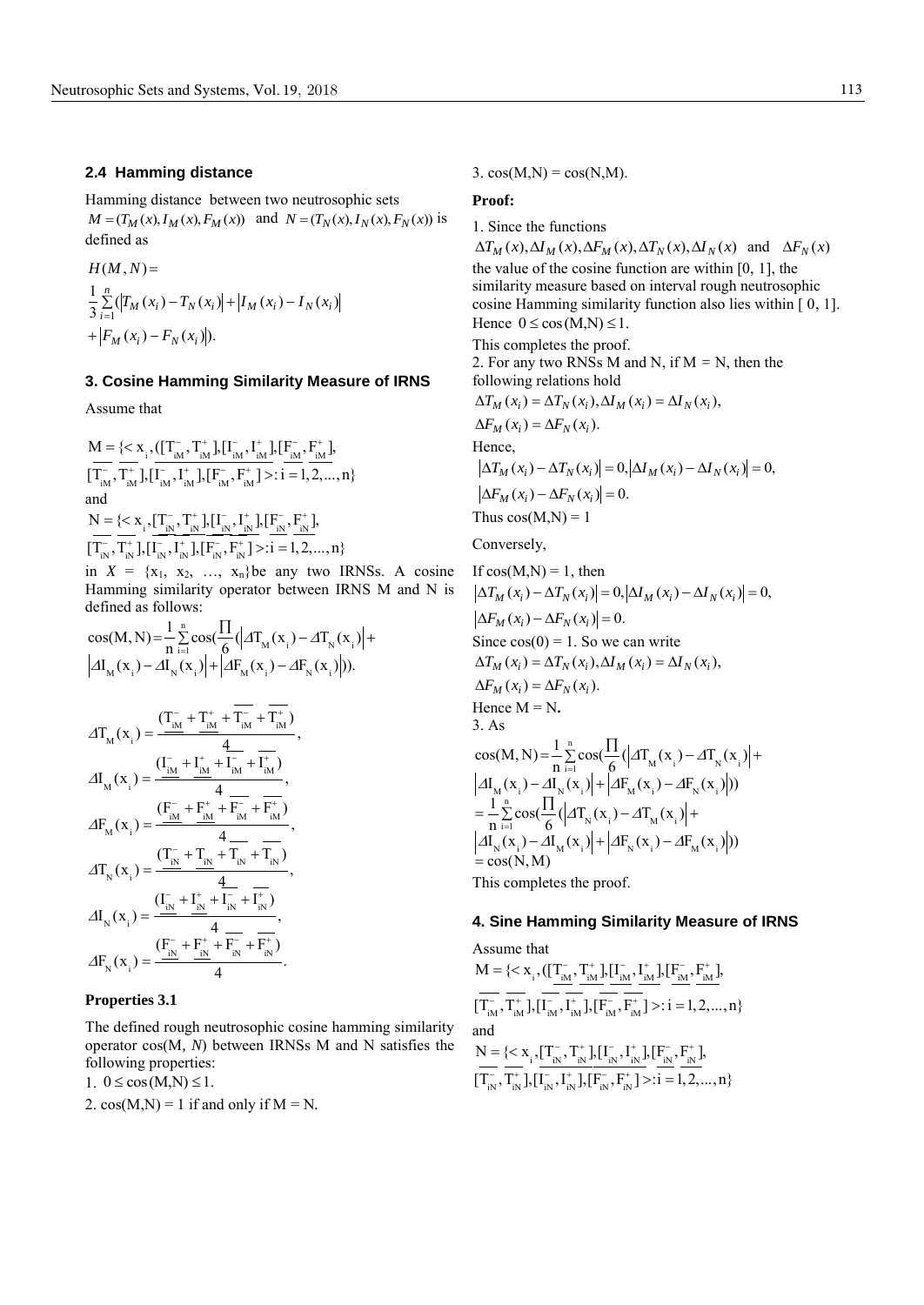### 2.4 Hamming distance

Hamming distance between two neutrosophic sets $M = (T_M(x), I_M(x), F_M(x))$ and $N = (T_N(x), I_N(x), F_N(x))$ is defined as

$$H(M,N) = \frac{1}{3}\sum_{i=1}^{n}(|T_M(x_i) - T_N(x_i)| + |I_M(x_i) - I_N(x_i)| + |F_M(x_i) - F_N(x_i)|).$$

## 3. Cosine Hamming Similarity Measure of IRNS

Assume that

$$M = \{< x_i, ([\underline{T_{iM}^-}, \underline{T_{iM}^+}], [\underline{I_{iM}^-}, \underline{I_{iM}^+}], [\underline{F_{iM}^-}, \underline{F_{iM}^+}], [\overline{T_{iM}^-}, \overline{T_{iM}^+}], [\overline{I_{iM}^-}, \overline{I_{iM}^+}], [\overline{F_{iM}^-}, \overline{F_{iM}^+}] >: i = 1, 2, ..., n\}$$

and

$$N = \{< x_i, [\underline{T_{iN}^-}, \underline{T_{iN}^+}], [\underline{I_{iN}^-}, \underline{I_{iN}^+}], [\underline{F_{iN}^-}, \underline{F_{iN}^+}], [\overline{T_{iN}^-}, \overline{T_{iN}^+}], [\overline{I_{iN}^-}, \overline{I_{iN}^+}], [\overline{F_{iN}^-}, \overline{F_{iN}^+}] >: i = 1, 2, ..., n\}$$

in $X = \{x_1, x_2, \ldots, x_n\}$ be any two IRNSs. A cosine Hamming similarity operator between IRNS M and N is defined as follows:

$$\cos(M,N) = \frac{1}{n}\sum_{i=1}^{n}\cos(\frac{\Pi}{6}(|\Delta T_M(x_i) - \Delta T_N(x_i)| + |\Delta I_M(x_i) - \Delta I_N(x_i)| + |\Delta F_M(x_i) - \Delta F_N(x_i)|)).$$

$$\Delta T_M(x_i) = \frac{(\underline{T_{iM}^-} + \underline{T_{iM}^+} + \overline{T_{iM}^-} + \overline{T_{iM}^+})}{4},$$

$$\Delta I_M(x_i) = \frac{(\underline{I_{iM}^-} + \underline{I_{iM}^+} + \overline{I_{iM}^-} + \overline{I_{iM}^+})}{4},$$

$$\Delta F_M(x_i) = \frac{(\underline{F_{iM}^-} + \underline{F_{iM}^+} + \overline{F_{iM}^-} + \overline{F_{iM}^+})}{4},$$

$$\Delta T_N(x_i) = \frac{(\underline{T_{iN}^-} + \underline{T_{iN}} + \overline{T_{iN}} + \overline{T_{iN}})}{4},$$

$$\Delta I_N(x_i) = \frac{(\underline{I_{iN}^-} + \underline{I_{iN}^+} + \overline{I_{iN}^-} + \overline{I_{iN}^+})}{4},$$

$$\Delta F_N(x_i) = \frac{(\underline{F_{iN}^-} + \underline{F_{iN}^+} + \overline{F_{iN}^-} + \overline{F_{iN}^+})}{4}.$$

**Properties 3.1**

The defined rough neutrosophic cosine hamming similarity operator cos(M, *N*) between IRNSs M and N satisfies the following properties:

1. $0 \le \cos(M,N) \le 1$.
2. cos(M,N) = 1 if and only if M = N.
3. cos(M,N) = cos(N,M).

**Proof:**

1. Since the functions $\Delta T_M(x), \Delta I_M(x), \Delta F_M(x), \Delta T_N(x), \Delta I_N(x)$ and $\Delta F_N(x)$ the value of the cosine function are within [0, 1], the similarity measure based on interval rough neutrosophic cosine Hamming similarity function also lies within [ 0, 1]. Hence $0 \le \cos(M,N) \le 1$.

This completes the proof.

2. For any two RNSs M and N, if M = N, then the following relations hold

$$\Delta T_M(x_i) = \Delta T_N(x_i), \Delta I_M(x_i) = \Delta I_N(x_i),$$
$$\Delta F_M(x_i) = \Delta F_N(x_i).$$

Hence,

$$|\Delta T_M(x_i) - \Delta T_N(x_i)| = 0, |\Delta I_M(x_i) - \Delta I_N(x_i)| = 0,$$
$$|\Delta F_M(x_i) - \Delta F_N(x_i)| = 0.$$

Thus cos(M,N) = 1

Conversely,

If cos(M,N) = 1, then

$$|\Delta T_M(x_i) - \Delta T_N(x_i)| = 0, |\Delta I_M(x_i) - \Delta I_N(x_i)| = 0,$$
$$|\Delta F_M(x_i) - \Delta F_N(x_i)| = 0.$$

Since cos(0) = 1. So we can write

$$\Delta T_M(x_i) = \Delta T_N(x_i), \Delta I_M(x_i) = \Delta I_N(x_i),$$
$$\Delta F_M(x_i) = \Delta F_N(x_i).$$

Hence M = N**.**

3. As

$$\cos(M,N) = \frac{1}{n}\sum_{i=1}^{n}\cos(\frac{\Pi}{6}(|\Delta T_M(x_i) - \Delta T_N(x_i)| + |\Delta I_M(x_i) - \Delta I_N(x_i)| + |\Delta F_M(x_i) - \Delta F_N(x_i)|))$$
$$= \frac{1}{n}\sum_{i=1}^{n}\cos(\frac{\Pi}{6}(|\Delta T_N(x_i) - \Delta T_M(x_i)| + |\Delta I_N(x_i) - \Delta I_M(x_i)| + |\Delta F_M(x_i) - \Delta F_N(x_i)|))$$
$$= \cos(N,M)$$

This completes the proof.

## 4. Sine Hamming Similarity Measure of IRNS

Assume that

$$M = \{< x_i, ([\underline{T_{iM}^-}, \underline{T_{iM}^+}], [\underline{I_{iM}^-}, \underline{I_{iM}^+}], [\underline{F_{iM}^-}, \underline{F_{iM}^+}], [\overline{T_{iM}^-}, \overline{T_{iM}^+}], [\overline{I_{iM}^-}, \overline{I_{iM}^+}], [\overline{F_{iM}^-}, \overline{F_{iM}^+}] >: i = 1, 2, ..., n\}$$

and

$$N = \{< x_i, [\underline{T_{iN}^-}, \underline{T_{iN}^+}], [\underline{I_{iN}^-}, \underline{I_{iN}^+}], [\underline{F_{iN}^-}, \underline{F_{iN}^+}], [\overline{T_{iN}^-}, \overline{T_{iN}^+}], [\overline{I_{iN}^-}, \overline{I_{iN}^+}], [\overline{F_{iN}^-}, \overline{F_{iN}^+}] >: i = 1, 2, ..., n\}$$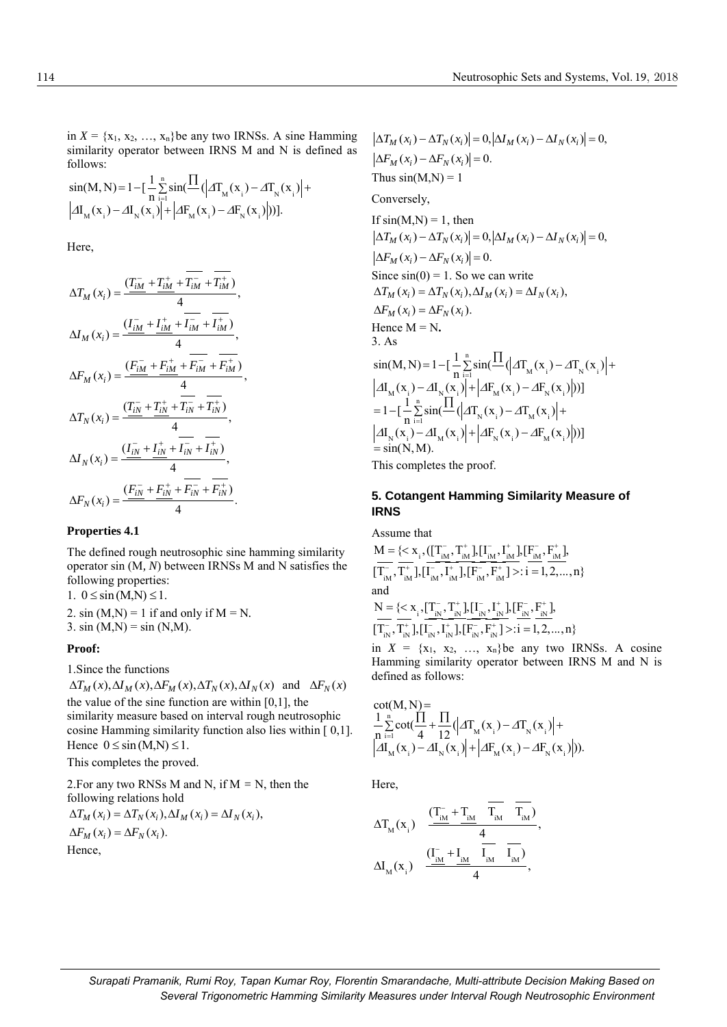in $X = \{x_1, x_2, \ldots, x_n\}$ be any two IRNSs. A sine Hamming similarity operator between IRNS M and N is defined as follows:

$$\sin(M,N) = 1 - [\frac{1}{n}\sum_{i=1}^{n}\sin(\frac{\prod}{}(|\Delta T_M(x_i) - \Delta T_N(x_i)| + |\Delta I_M(x_i) - \Delta I_N(x_i)| + |\Delta F_M(x_i) - \Delta F_N(x_i)|))].$$

Here,

$$\Delta T_M(x_i) = \frac{(\underline{T_{iM}^-} + \underline{T_{iM}^+} + \overline{T_{iM}^-} + \overline{T_{iM}^+})}{4},$$

$$\Delta I_M(x_i) = \frac{(\underline{I_{iM}^-} + \underline{I_{iM}^+} + \overline{I_{iM}^-} + \overline{I_{iM}^+})}{4},$$

$$\Delta F_M(x_i) = \frac{(\underline{F_{iM}^-} + \underline{F_{iM}^+} + \overline{F_{iM}^-} + \overline{F_{iM}^+})}{4},$$

$$\Delta T_N(x_i) = \frac{(\underline{T_{iN}^-} + \underline{T_{iN}^+} + \overline{T_{iN}^-} + \overline{T_{iN}^+})}{4},$$

$$\Delta I_N(x_i) = \frac{(\underline{I_{iN}^-} + \underline{I_{iN}^+} + \overline{I_{iN}^-} + \overline{I_{iN}^+})}{4},$$

$$\Delta F_N(x_i) = \frac{(\underline{F_{iN}^-} + \underline{F_{iN}^+} + \overline{F_{iN}^-} + \overline{F_{iN}^+})}{4}.$$

**Properties 4.1**

The defined rough neutrosophic sine hamming similarity operator sin (M, *N*) between IRNSs M and N satisfies the following properties:

1. $0 \le \sin(M,N) \le 1$.
2. sin (M,N) = 1 if and only if M = N.
3. sin (M,N) = sin (N,M).

**Proof:**

1.Since the functions $\Delta T_M(x), \Delta I_M(x), \Delta F_M(x), \Delta T_N(x), \Delta I_N(x)$ and $\Delta F_N(x)$ the value of the sine function are within [0,1], the similarity measure based on interval rough neutrosophic cosine Hamming similarity function also lies within [ 0,1]. Hence $0 \le \sin(M,N) \le 1$.

This completes the proved.

2.For any two RNSs M and N, if M = N, then the following relations hold

$\Delta T_M(x_i) = \Delta T_N(x_i), \Delta I_M(x_i) = \Delta I_N(x_i),$

$\Delta F_M(x_i) = \Delta F_N(x_i).$

Hence,

$|\Delta T_M(x_i) - \Delta T_N(x_i)| = 0, |\Delta I_M(x_i) - \Delta I_N(x_i)| = 0,$

$|\Delta F_M(x_i) - \Delta F_N(x_i)| = 0.$

Thus sin(M,N) = 1

Conversely,

If sin(M,N) = 1, then

$|\Delta T_M(x_i) - \Delta T_N(x_i)| = 0, |\Delta I_M(x_i) - \Delta I_N(x_i)| = 0,$

$|\Delta F_M(x_i) - \Delta F_N(x_i)| = 0.$

Since sin(0) = 1. So we can write

$\Delta T_M(x_i) = \Delta T_N(x_i), \Delta I_M(x_i) = \Delta I_N(x_i),$

$\Delta F_M(x_i) = \Delta F_N(x_i).$

Hence M = N**.**

3. As

$$\begin{aligned}
\sin(M,N) &= 1 - [\frac{1}{n}\sum_{i=1}^{n}\sin(\frac{\prod}{}(|\Delta T_M(x_i) - \Delta T_N(x_i)| + |\Delta I_M(x_i) - \Delta I_N(x_i)| + |\Delta F_M(x_i) - \Delta F_N(x_i)|))] \\
&= 1 - [\frac{1}{n}\sum_{i=1}^{n}\sin(\frac{\prod}{}(|\Delta T_N(x_i) - \Delta T_M(x_i)| + |\Delta I_N(x_i) - \Delta I_M(x_i)| + |\Delta F_N(x_i) - \Delta F_M(x_i)|))] \\
&= \sin(N,M).
\end{aligned}$$

This completes the proof.

## 5. Cotangent Hamming Similarity Measure of IRNS

Assume that

$M = \{< x_i, ([\underline{T_{iM}^-}, \underline{T_{iM}^+}], [\underline{I_{iM}^-}, \underline{I_{iM}^+}], [\underline{F_{iM}^-}, \underline{F_{iM}^+}], [\overline{T_{iM}^-}, \overline{T_{iM}^+}], [\overline{I_{iM}^-}, \overline{I_{iM}^+}], [\overline{F_{iM}^-}, \overline{F_{iM}^+}] >: i = 1, 2, \ldots, n\}$

and

$N = \{< x_i, [\underline{T_{iN}^-}, \underline{T_{iN}^+}], [\underline{I_{iN}^-}, \underline{I_{iN}^+}], [\underline{F_{iN}^-}, \underline{F_{iN}^+}], [\overline{T_{iN}^-}, \overline{T_{iN}^+}], [\overline{I_{iN}^-}, \overline{I_{iN}^+}], [\overline{F_{iN}^-}, \overline{F_{iN}^+}] >: i = 1, 2, \ldots, n\}$

in $X = \{x_1, x_2, \ldots, x_n\}$be any two IRNSs. A cosine Hamming similarity operator between IRNS M and N is defined as follows:

$$\cot(M,N) = \frac{1}{n}\sum_{i=1}^{n}\cot(\frac{\prod}{4} + \frac{\prod}{12}(|\Delta T_M(x_i) - \Delta T_N(x_i)| + |\Delta I_M(x_i) - \Delta I_N(x_i)| + |\Delta F_M(x_i) - \Delta F_N(x_i)|)).$$

Here,

$$\Delta T_M(x_i) \quad \frac{(\underline{T_{iM}^-} + \underline{T_{iM}} \quad \overline{T_{iM}} \quad \overline{T_{iM}})}{4},$$

$$\Delta I_M(x_i) \quad \frac{(\underline{I_{iM}^-} + \underline{I_{iM}} \quad \overline{I_{iM}} \quad \overline{I_{iM}})}{4},$$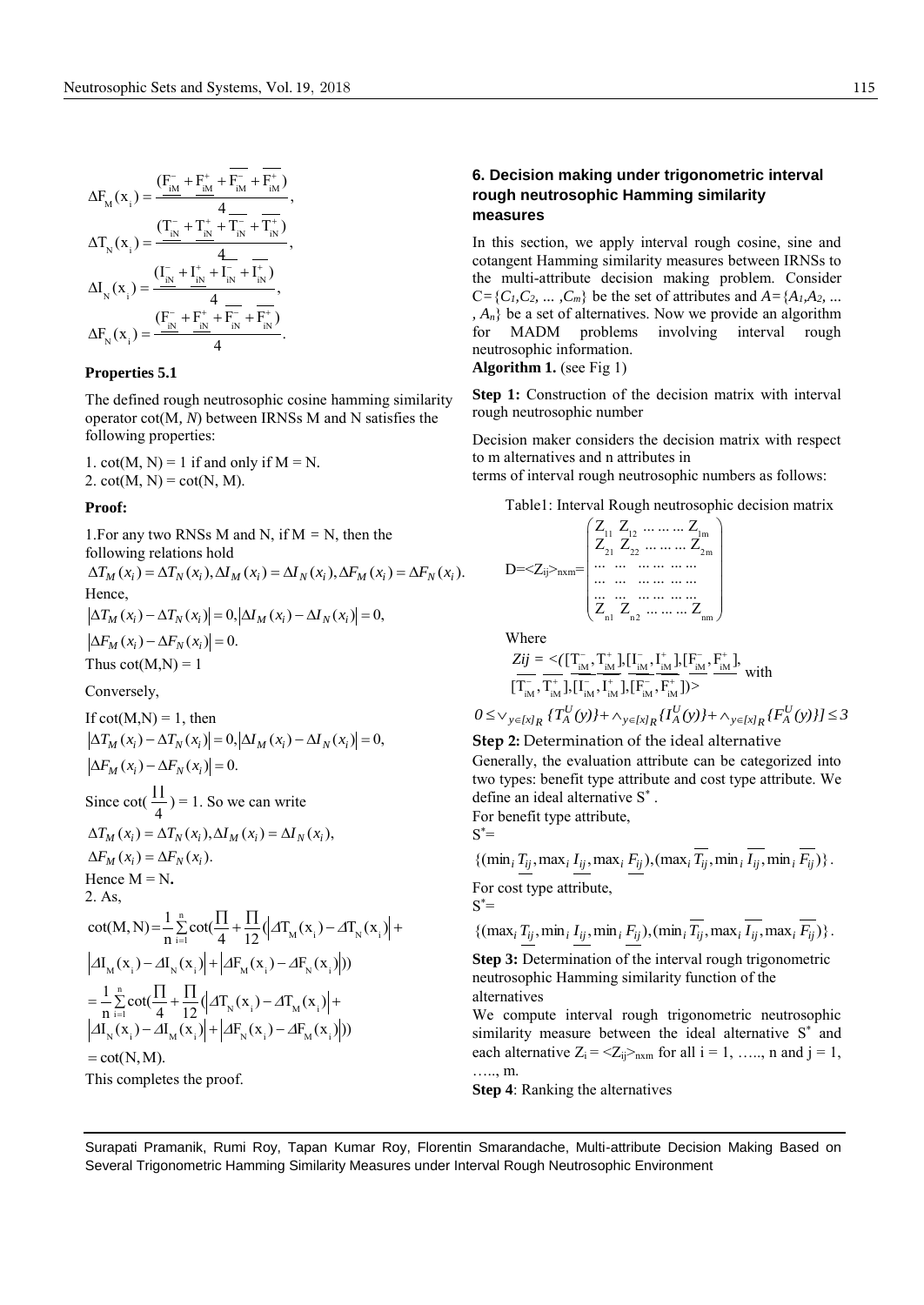$$\Delta F_M(x_i) = \frac{(\underline{F_{iM}^-} + \underline{F_{iM}^+} + \overline{F_{iM}^-} + \overline{F_{iM}^+})}{4},$$

$$\Delta T_N(x_i) = \frac{(\underline{T_{iN}^-} + \underline{T_{iN}^+} + \overline{T_{iN}^-} + \overline{T_{iN}^+})}{4},$$

$$\Delta I_N(x_i) = \frac{(\underline{I_{iN}^-} + \underline{I_{iN}^+} + \overline{I_{iN}^-} + \overline{I_{iN}^+})}{4},$$

$$\Delta F_N(x_i) = \frac{(\underline{F_{iN}^-} + \underline{F_{iN}^+} + \overline{F_{iN}^-} + \overline{F_{iN}^+})}{4}.$$

**Properties 5.1**

The defined rough neutrosophic cosine hamming similarity operator cot(M, *N*) between IRNSs M and N satisfies the following properties:

1. cot(M, N) = 1 if and only if M = N.
2. cot(M, N) = cot(N, M).

**Proof:**

1.For any two RNSs M and N, if M = N, then the following relations hold

$$\Delta T_M(x_i) = \Delta T_N(x_i), \Delta I_M(x_i) = \Delta I_N(x_i), \Delta F_M(x_i) = \Delta F_N(x_i).$$

Hence,

$$|\Delta T_M(x_i) - \Delta T_N(x_i)| = 0, |\Delta I_M(x_i) - \Delta I_N(x_i)| = 0,$$

$$|\Delta F_M(x_i) - \Delta F_N(x_i)| = 0.$$

Thus cot(M,N) = 1

Conversely,

If cot(M,N) = 1, then

$$|\Delta T_M(x_i) - \Delta T_N(x_i)| = 0, |\Delta I_M(x_i) - \Delta I_N(x_i)| = 0,$$

$$|\Delta F_M(x_i) - \Delta F_N(x_i)| = 0.$$

Since cot($\frac{\Pi}{4}$) = 1. So we can write

$$\Delta T_M(x_i) = \Delta T_N(x_i), \Delta I_M(x_i) = \Delta I_N(x_i),$$

$$\Delta F_M(x_i) = \Delta F_N(x_i).$$

Hence M = N**.**

2. As,

$$\cot(M, N) = \frac{1}{n}\sum_{i=1}^{n}\cot\left(\frac{\Pi}{4} + \frac{\Pi}{12}\left(|\Delta T_M(x_i) - \Delta T_N(x_i)| + |\Delta I_M(x_i) - \Delta I_N(x_i)| + |\Delta F_M(x_i) - \Delta F_N(x_i)|\right)\right)$$

$$= \frac{1}{n}\sum_{i=1}^{n}\cot\left(\frac{\Pi}{4} + \frac{\Pi}{12}\left(|\Delta T_N(x_i) - \Delta T_M(x_i)| + |\Delta I_N(x_i) - \Delta I_M(x_i)| + |\Delta F_N(x_i) - \Delta F_M(x_i)|\right)\right)$$

$$= \cot(N, M).$$

This completes the proof.

## 6. Decision making under trigonometric interval rough neutrosophic Hamming similarity measures

In this section, we apply interval rough cosine, sine and cotangent Hamming similarity measures between IRNSs to the multi-attribute decision making problem. Consider C={$C_1$,$C_2$, ... ,$C_m$} be the set of attributes and *A*={$A_1$,$A_2$, ... , $A_n$} be a set of alternatives. Now we provide an algorithm for MADM problems involving interval rough neutrosophic information.

**Algorithm 1.** (see Fig 1)

**Step 1:** Construction of the decision matrix with interval rough neutrosophic number

Decision maker considers the decision matrix with respect to m alternatives and n attributes in terms of interval rough neutrosophic numbers as follows:

Table1: Interval Rough neutrosophic decision matrix

$$D = \langle Z_{ij} \rangle_{n \times m} = \begin{pmatrix} Z_{11} & Z_{12} & \dots\dots\dots & Z_{1m} \\ Z_{21} & Z_{22} & \dots\dots\dots & Z_{2m} \\ \dots & \dots & \dots\dots\dots & \dots \\ \dots & \dots & \dots\dots\dots & \dots \\ \dots & \dots & \dots\dots\dots & \dots \\ Z_{n1} & Z_{n2} & \dots\dots\dots & Z_{nm} \end{pmatrix}$$

Where

$Zij = \langle([\underline{T_{iM}^-}, \underline{T_{iM}^+}], [\underline{I_{iM}^-}, \underline{I_{iM}^+}], [\underline{F_{iM}^-}, \underline{F_{iM}^+}], [\overline{T_{iM}^-}, \overline{T_{iM}^+}], [\overline{I_{iM}^-}, \overline{I_{iM}^+}], [\overline{F_{iM}^-}, \overline{F_{iM}^+}])\rangle$ with

$$0 \le \vee_{y\in[x]_R}\{T_A^U(y)\} + \wedge_{y\in[x]_R}\{I_A^U(y)\} + \wedge_{y\in[x]_R}\{F_A^U(y)\} \le 3$$

**Step 2:** Determination of the ideal alternative

Generally, the evaluation attribute can be categorized into two types: benefit type attribute and cost type attribute. We define an ideal alternative $S^*$.

For benefit type attribute,

$S^*$=

$$\{(\min_i \underline{T_{ij}}, \max_i \underline{I_{ij}}, \max_i \underline{F_{ij}}), (\max_i \overline{T_{ij}}, \min_i \overline{I_{ij}}, \min_i \overline{F_{ij}})\}.$$

For cost type attribute,

$S^*$=

$$\{(\max_i \underline{T_{ij}}, \min_i \underline{I_{ij}}, \min_i \underline{F_{ij}}), (\min_i \overline{T_{ij}}, \max_i \overline{I_{ij}}, \max_i \overline{F_{ij}})\}.$$

**Step 3:** Determination of the interval rough trigonometric neutrosophic Hamming similarity function of the alternatives

We compute interval rough trigonometric neutrosophic similarity measure between the ideal alternative $S^*$ and each alternative $Z_i = \langle Z_{ij} \rangle_{n \times m}$ for all i = 1, ….., n and j = 1, ….., m.

**Step 4**: Ranking the alternatives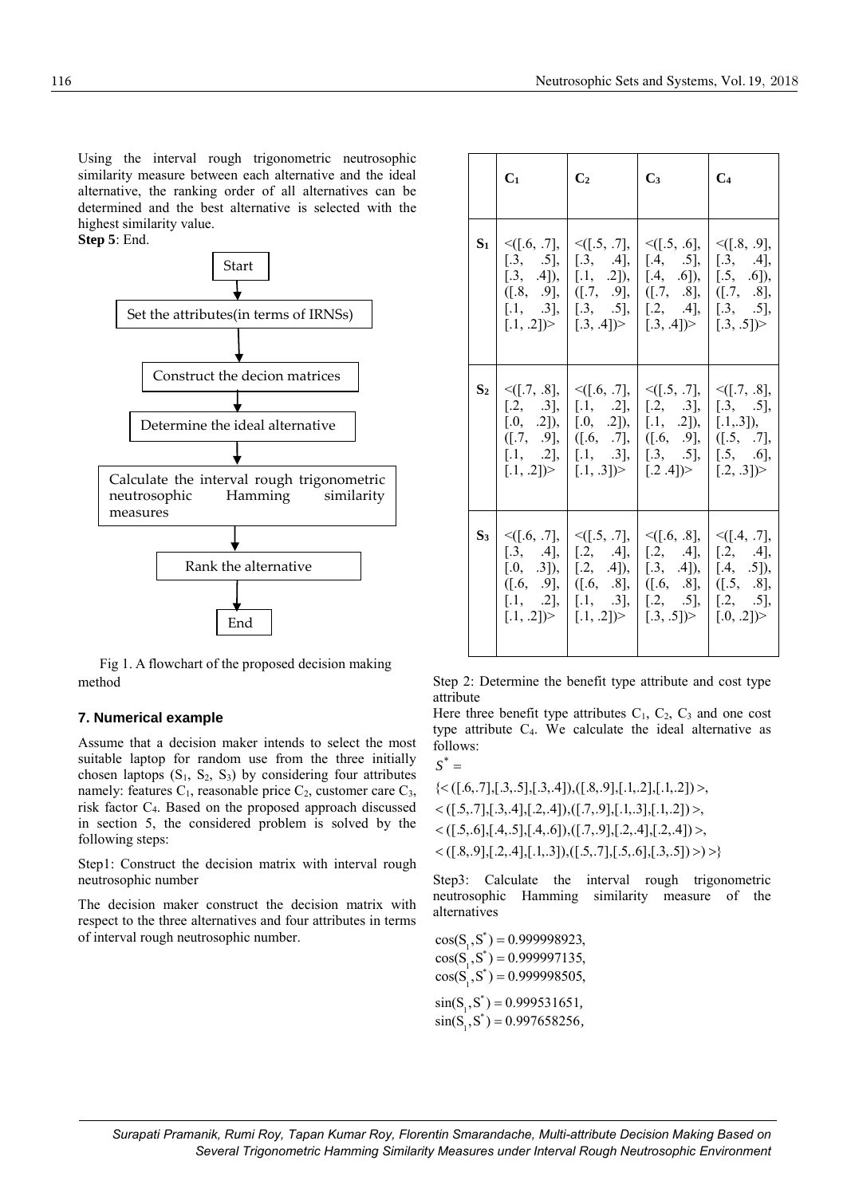Using the interval rough trigonometric neutrosophic similarity measure between each alternative and the ideal alternative, the ranking order of all alternatives can be determined and the best alternative is selected with the highest similarity value.

**Step 5**: End.

Start

Set the attributes(in terms of IRNSs)

Construct the decion matrices

Determine the ideal alternative

Calculate the interval rough trigonometric neutrosophic Hamming similarity measures

Rank the alternative

End

Fig 1. A flowchart of the proposed decision making method

### 7. Numerical example

Assume that a decision maker intends to select the most suitable laptop for random use from the three initially chosen laptops ($S_1$, $S_2$, $S_3$) by considering four attributes namely: features $C_1$, reasonable price $C_2$, customer care $C_3$, risk factor $C_4$. Based on the proposed approach discussed in section 5, the considered problem is solved by the following steps:

Step1: Construct the decision matrix with interval rough neutrosophic number

The decision maker construct the decision matrix with respect to the three alternatives and four attributes in terms of interval rough neutrosophic number.

| | $C_1$ | $C_2$ | $C_3$ | $C_4$ |
|---|---|---|---|---|
| $S_1$ | <([.6, .7], [.3, .5], [.3, .4]), ([.8, .9], [.1, .3], [.1, .2])> | <([.5, .7], [.3, .4], [.1, .2]), ([.7, .9], [.3, .5], [.3, .4])> | <([.5, .6], [.4, .5], [.4, .6]), ([.7, .8], [.2, .4], [.3, .4])> | <([.8, .9], [.3, .4], [.5, .6]), ([.7, .8], [.3, .5], [.3, .5])> |
| $S_2$ | <([.7, .8], [.2, .3], [.0, .2]), ([.7, .9], [.1, .2], [.1, .2])> | <([.6, .7], [.1, .2], [.0, .2]), ([.6, .7], [.1, .3], [.1, .3])> | <([.5, .7], [.2, .3], [.1, .2]), ([.6, .9], [.3, .5], [.2 .4])> | <([.7, .8], [.3, .5], [.1,.3]), ([.5, .7], [.5, .6], [.2, .3])> |
| $S_3$ | <([.6, .7], [.3, .4], [.0, .3]), ([.6, .9], [.1, .2], [.1, .2])> | <([.5, .7], [.2, .4], [.2, .4]), ([.6, .8], [.1, .3], [.1, .2])> | <([.6, .8], [.2, .4], [.3, .4]), ([.6, .8], [.2, .5], [.3, .5])> | <([.4, .7], [.2, .4], [.4, .5]), ([.5, .8], [.2, .5], [.0, .2])> |

Step 2: Determine the benefit type attribute and cost type attribute

Here three benefit type attributes $C_1$, $C_2$, $C_3$ and one cost type attribute $C_4$. We calculate the ideal alternative as follows:

$$S^* =$$

$$\{<([.6,.7],[.3,.5],[.3,.4]),([.8,.9],[.1,.2],[.1,.2])>,$$
$$<([.5,.7],[.3,.4],[.2,.4]),([.7,.9],[.1,.3],[.1,.2])>,$$
$$<([.5,.6],[.4,.5],[.4,.6]),([.7,.9],[.2,.4],[.2,.4])>,$$
$$<([.8,.9],[.2,.4],[.1,.3]),([.5,.7],[.5,.6],[.3,.5])>)>\}$$

Step3: Calculate the interval rough trigonometric neutrosophic Hamming similarity measure of the alternatives

$$\cos(S_1, S^*) = 0.999998923,$$
$$\cos(S_1, S^*) = 0.999997135,$$
$$\cos(S_1, S^*) = 0.999998505,$$
$$\sin(S_1, S^*) = 0.999531651,$$
$$\sin(S_1, S^*) = 0.997658256,$$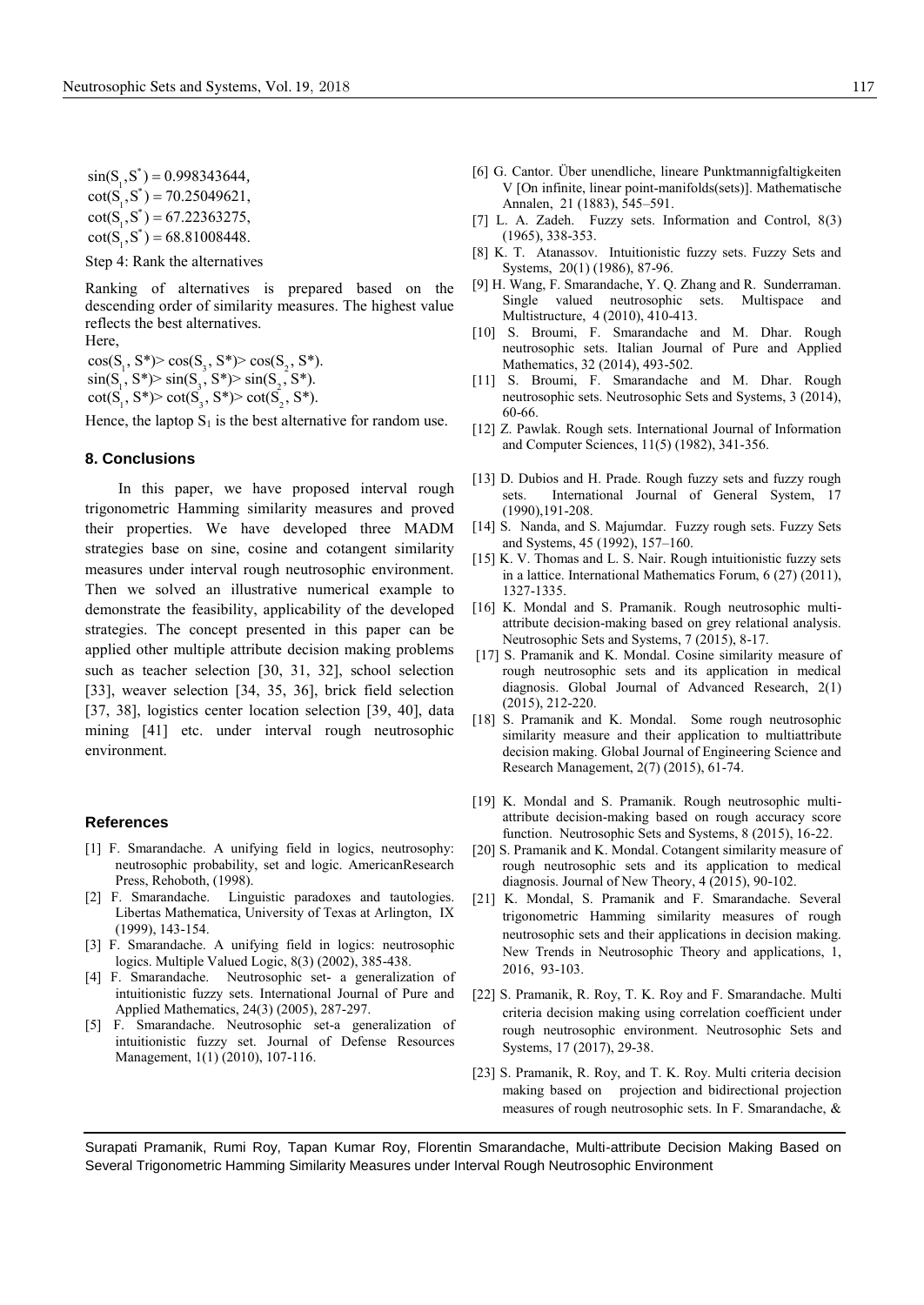$$\sin(S_1, S^*) = 0.998343644,$$
$$\cot(S_1, S^*) = 70.25049621,$$
$$\cot(S_1, S^*) = 67.22363275,$$
$$\cot(S_1, S^*) = 68.81008448.$$

Step 4: Rank the alternatives

Ranking of alternatives is prepared based on the descending order of similarity measures. The highest value reflects the best alternatives.

Here,

$\cos(S_1, S^*) > \cos(S_3, S^*) > \cos(S_2, S^*)$.
$\sin(S_1, S^*) > \sin(S_3, S^*) > \sin(S_2, S^*)$.
$\cot(S_1, S^*) > \cot(S_3, S^*) > \cot(S_2, S^*)$.

Hence, the laptop $S_1$ is the best alternative for random use.

## 8. Conclusions

In this paper, we have proposed interval rough trigonometric Hamming similarity measures and proved their properties. We have developed three MADM strategies base on sine, cosine and cotangent similarity measures under interval rough neutrosophic environment. Then we solved an illustrative numerical example to demonstrate the feasibility, applicability of the developed strategies. The concept presented in this paper can be applied other multiple attribute decision making problems such as teacher selection [30, 31, 32], school selection [33], weaver selection [34, 35, 36], brick field selection [37, 38], logistics center location selection [39, 40], data mining [41] etc. under interval rough neutrosophic environment.

## References

[1] F. Smarandache. A unifying field in logics, neutrosophy: neutrosophic probability, set and logic. AmericanResearch Press, Rehoboth, (1998).

[2] F. Smarandache. Linguistic paradoxes and tautologies. Libertas Mathematica, University of Texas at Arlington, IX (1999), 143-154.

[3] F. Smarandache. A unifying field in logics: neutrosophic logics. Multiple Valued Logic, 8(3) (2002), 385-438.

[4] F. Smarandache. Neutrosophic set- a generalization of intuitionistic fuzzy sets. International Journal of Pure and Applied Mathematics, 24(3) (2005), 287-297.

[5] F. Smarandache. Neutrosophic set-a generalization of intuitionistic fuzzy set. Journal of Defense Resources Management, 1(1) (2010), 107-116.

[6] G. Cantor. Über unendliche, lineare Punktmannigfaltigkeiten V [On infinite, linear point-manifolds(sets)]. Mathematische Annalen, 21 (1883), 545–591.

[7] L. A. Zadeh. Fuzzy sets. Information and Control, 8(3) (1965), 338-353.

[8] K. T. Atanassov. Intuitionistic fuzzy sets. Fuzzy Sets and Systems, 20(1) (1986), 87-96.

[9] H. Wang, F. Smarandache, Y. Q. Zhang and R. Sunderraman. Single valued neutrosophic sets. Multispace and Multistructure, 4 (2010), 410-413.

[10] S. Broumi, F. Smarandache and M. Dhar. Rough neutrosophic sets. Italian Journal of Pure and Applied Mathematics, 32 (2014), 493-502.

[11] S. Broumi, F. Smarandache and M. Dhar. Rough neutrosophic sets. Neutrosophic Sets and Systems, 3 (2014), 60-66.

[12] Z. Pawlak. Rough sets. International Journal of Information and Computer Sciences, 11(5) (1982), 341-356.

[13] D. Dubios and H. Prade. Rough fuzzy sets and fuzzy rough sets. International Journal of General System, 17 (1990),191-208.

[14] S. Nanda, and S. Majumdar. Fuzzy rough sets. Fuzzy Sets and Systems, 45 (1992), 157–160.

[15] K. V. Thomas and L. S. Nair. Rough intuitionistic fuzzy sets in a lattice. International Mathematics Forum, 6 (27) (2011), 1327-1335.

[16] K. Mondal and S. Pramanik. Rough neutrosophic multi-attribute decision-making based on grey relational analysis. Neutrosophic Sets and Systems, 7 (2015), 8-17.

[17] S. Pramanik and K. Mondal. Cosine similarity measure of rough neutrosophic sets and its application in medical diagnosis. Global Journal of Advanced Research, 2(1) (2015), 212-220.

[18] S. Pramanik and K. Mondal. Some rough neutrosophic similarity measure and their application to multiattribute decision making. Global Journal of Engineering Science and Research Management, 2(7) (2015), 61-74.

[19] K. Mondal and S. Pramanik. Rough neutrosophic multi-attribute decision-making based on rough accuracy score function. Neutrosophic Sets and Systems, 8 (2015), 16-22.

[20] S. Pramanik and K. Mondal. Cotangent similarity measure of rough neutrosophic sets and its application to medical diagnosis. Journal of New Theory, 4 (2015), 90-102.

[21] K. Mondal, S. Pramanik and F. Smarandache. Several trigonometric Hamming similarity measures of rough neutrosophic sets and their applications in decision making. New Trends in Neutrosophic Theory and applications, 1, 2016, 93-103.

[22] S. Pramanik, R. Roy, T. K. Roy and F. Smarandache. Multi criteria decision making using correlation coefficient under rough neutrosophic environment. Neutrosophic Sets and Systems, 17 (2017), 29-38.

[23] S. Pramanik, R. Roy, and T. K. Roy. Multi criteria decision making based on projection and bidirectional projection measures of rough neutrosophic sets. In F. Smarandache, &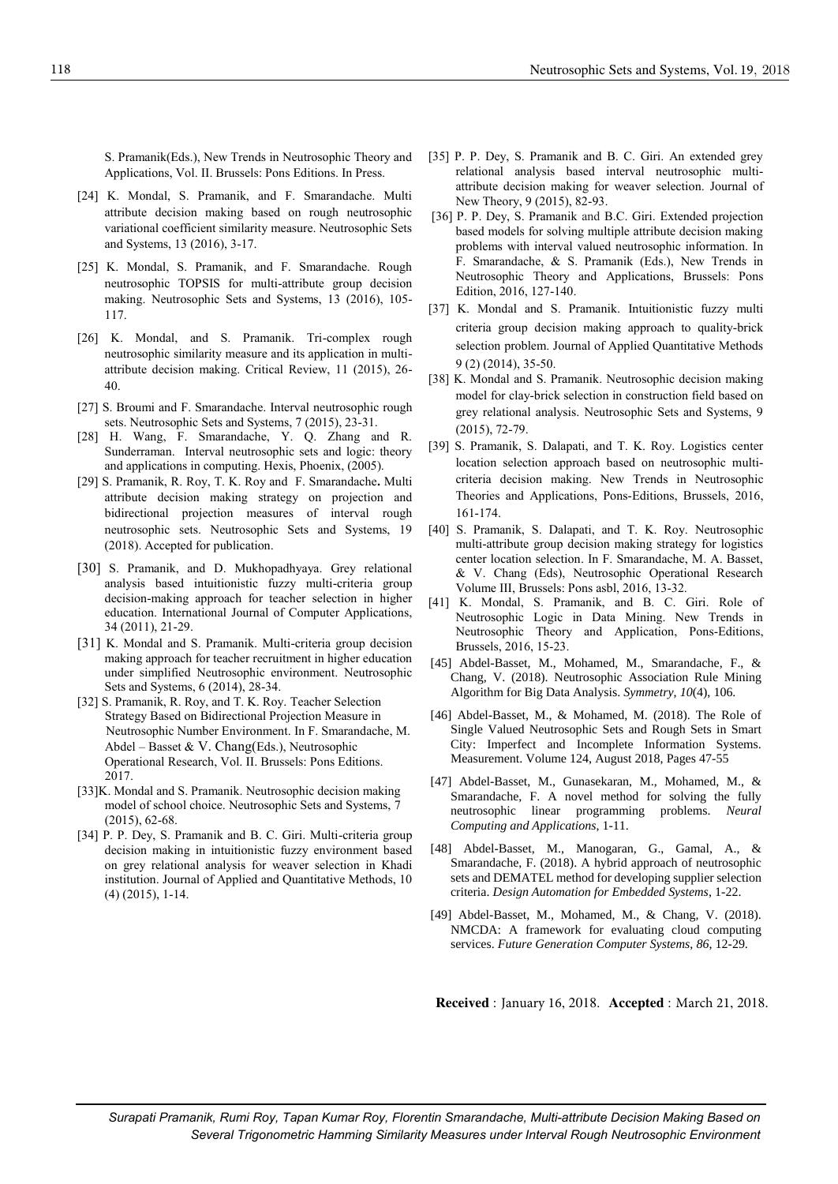S. Pramanik(Eds.), New Trends in Neutrosophic Theory and Applications, Vol. II. Brussels: Pons Editions. In Press.

[24] K. Mondal, S. Pramanik, and F. Smarandache. Multi attribute decision making based on rough neutrosophic variational coefficient similarity measure. Neutrosophic Sets and Systems, 13 (2016), 3-17.

[25] K. Mondal, S. Pramanik, and F. Smarandache. Rough neutrosophic TOPSIS for multi-attribute group decision making. Neutrosophic Sets and Systems, 13 (2016), 105-117.

[26] K. Mondal, and S. Pramanik. Tri-complex rough neutrosophic similarity measure and its application in multi-attribute decision making. Critical Review, 11 (2015), 26-40.

[27] S. Broumi and F. Smarandache. Interval neutrosophic rough sets. Neutrosophic Sets and Systems, 7 (2015), 23-31.

[28] H. Wang, F. Smarandache, Y. Q. Zhang and R. Sunderraman. Interval neutrosophic sets and logic: theory and applications in computing. Hexis, Phoenix, (2005).

[29] S. Pramanik, R. Roy, T. K. Roy and F. Smarandache**.** Multi attribute decision making strategy on projection and bidirectional projection measures of interval rough neutrosophic sets. Neutrosophic Sets and Systems, 19 (2018). Accepted for publication.

[30] S. Pramanik, and D. Mukhopadhyaya. Grey relational analysis based intuitionistic fuzzy multi-criteria group decision-making approach for teacher selection in higher education. International Journal of Computer Applications, 34 (2011), 21-29.

[31] K. Mondal and S. Pramanik. Multi-criteria group decision making approach for teacher recruitment in higher education under simplified Neutrosophic environment. Neutrosophic Sets and Systems, 6 (2014), 28-34.

[32] S. Pramanik, R. Roy, and T. K. Roy. Teacher Selection Strategy Based on Bidirectional Projection Measure in Neutrosophic Number Environment. In F. Smarandache, M. Abdel – Basset & V. Chang(Eds.), Neutrosophic Operational Research, Vol. II. Brussels: Pons Editions. 2017.

[33]K. Mondal and S. Pramanik. Neutrosophic decision making model of school choice. Neutrosophic Sets and Systems, 7 (2015), 62-68.

[34] P. P. Dey, S. Pramanik and B. C. Giri. Multi-criteria group decision making in intuitionistic fuzzy environment based on grey relational analysis for weaver selection in Khadi institution. Journal of Applied and Quantitative Methods, 10 (4) (2015), 1-14.

[35] P. P. Dey, S. Pramanik and B. C. Giri. An extended grey relational analysis based interval neutrosophic multi-attribute decision making for weaver selection. Journal of New Theory, 9 (2015), 82-93.

[36] P. P. Dey, S. Pramanik and B.C. Giri. Extended projection based models for solving multiple attribute decision making problems with interval valued neutrosophic information. In F. Smarandache, & S. Pramanik (Eds.), New Trends in Neutrosophic Theory and Applications, Brussels: Pons Edition, 2016, 127-140.

[37] K. Mondal and S. Pramanik. Intuitionistic fuzzy multi criteria group decision making approach to quality-brick selection problem. Journal of Applied Quantitative Methods 9 (2) (2014), 35-50.

[38] K. Mondal and S. Pramanik. Neutrosophic decision making model for clay-brick selection in construction field based on grey relational analysis. Neutrosophic Sets and Systems, 9 (2015), 72-79.

[39] S. Pramanik, S. Dalapati, and T. K. Roy. Logistics center location selection approach based on neutrosophic multi-criteria decision making. New Trends in Neutrosophic Theories and Applications, Pons-Editions, Brussels, 2016, 161-174.

[40] S. Pramanik, S. Dalapati, and T. K. Roy. Neutrosophic multi-attribute group decision making strategy for logistics center location selection. In F. Smarandache, M. A. Basset, & V. Chang (Eds), Neutrosophic Operational Research Volume III, Brussels: Pons asbl, 2016, 13-32.

[41] K. Mondal, S. Pramanik, and B. C. Giri. Role of Neutrosophic Logic in Data Mining. New Trends in Neutrosophic Theory and Application, Pons-Editions, Brussels, 2016, 15-23.

[45] Abdel-Basset, M., Mohamed, M., Smarandache, F., & Chang, V. (2018). Neutrosophic Association Rule Mining Algorithm for Big Data Analysis. *Symmetry*, *10*(4), 106.

[46] Abdel-Basset, M., & Mohamed, M. (2018). The Role of Single Valued Neutrosophic Sets and Rough Sets in Smart City: Imperfect and Incomplete Information Systems. Measurement. Volume 124, August 2018, Pages 47-55

[47] Abdel-Basset, M., Gunasekaran, M., Mohamed, M., & Smarandache, F. A novel method for solving the fully neutrosophic linear programming problems. *Neural Computing and Applications*, 1-11.

[48] Abdel-Basset, M., Manogaran, G., Gamal, A., & Smarandache, F. (2018). A hybrid approach of neutrosophic sets and DEMATEL method for developing supplier selection criteria. *Design Automation for Embedded Systems*, 1-22.

[49] Abdel-Basset, M., Mohamed, M., & Chang, V. (2018). NMCDA: A framework for evaluating cloud computing services. *Future Generation Computer Systems*, *86*, 12-29.

**Received** : January 16, 2018. **Accepted** : March 21, 2018.